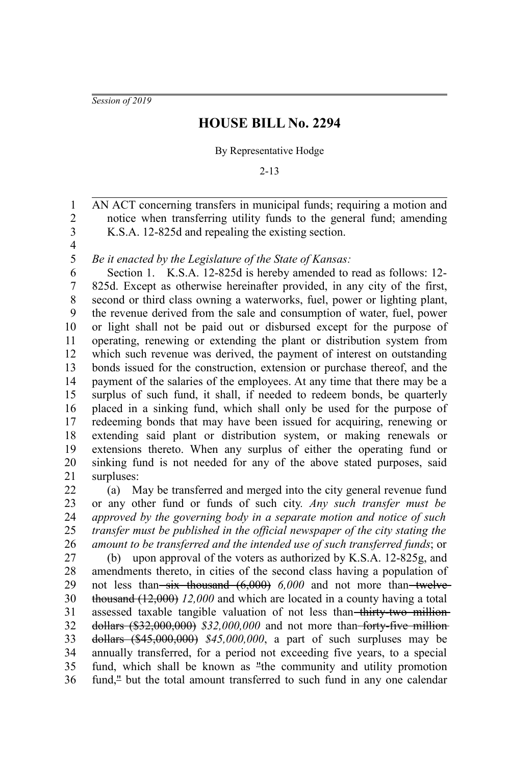*Session of 2019*

# HOUSE BILL No. 2294

By Representative Hodge

2-13

AN ACT concerning transfers in municipal funds; requiring a motion and notice when transferring utility funds to the general fund; amending K.S.A. 12-825d and repealing the existing section.

*Be it enacted by the Legislature of the State of Kansas:*

Section 1. K.S.A. 12-825d is hereby amended to read as follows: 12-825d. Except as otherwise hereinafter provided, in any city of the first, second or third class owning a waterworks, fuel, power or lighting plant, the revenue derived from the sale and consumption of water, fuel, power or light shall not be paid out or disbursed except for the purpose of operating, renewing or extending the plant or distribution system from which such revenue was derived, the payment of interest on outstanding bonds issued for the construction, extension or purchase thereof, and the payment of the salaries of the employees. At any time that there may be a surplus of such fund, it shall, if needed to redeem bonds, be quarterly placed in a sinking fund, which shall only be used for the purpose of redeeming bonds that may have been issued for acquiring, renewing or extending said plant or distribution system, or making renewals or extensions thereto. When any surplus of either the operating fund or sinking fund is not needed for any of the above stated purposes, said surpluses:

(a) May be transferred and merged into the city general revenue fund or any other fund or funds of such city. *Any such transfer must be approved by the governing body in a separate motion and notice of such transfer must be published in the official newspaper of the city stating the amount to be transferred and the intended use of such transferred funds*; or

(b) upon approval of the voters as authorized by K.S.A. 12-825g, and amendments thereto, in cities of the second class having a population of not less than ~~six thousand (6,000)~~ *6,000* and not more than ~~twelve thousand (12,000)~~ *12,000* and which are located in a county having a total assessed taxable tangible valuation of not less than ~~thirty-two million dollars ($32,000,000)~~ *$32,000,000* and not more than ~~forty-five million dollars ($45,000,000)~~ *$45,000,000*, a part of such surpluses may be annually transferred, for a period not exceeding five years, to a special fund, which shall be known as ~~"~~the community and utility promotion fund,~~"~~ but the total amount transferred to such fund in any one calendar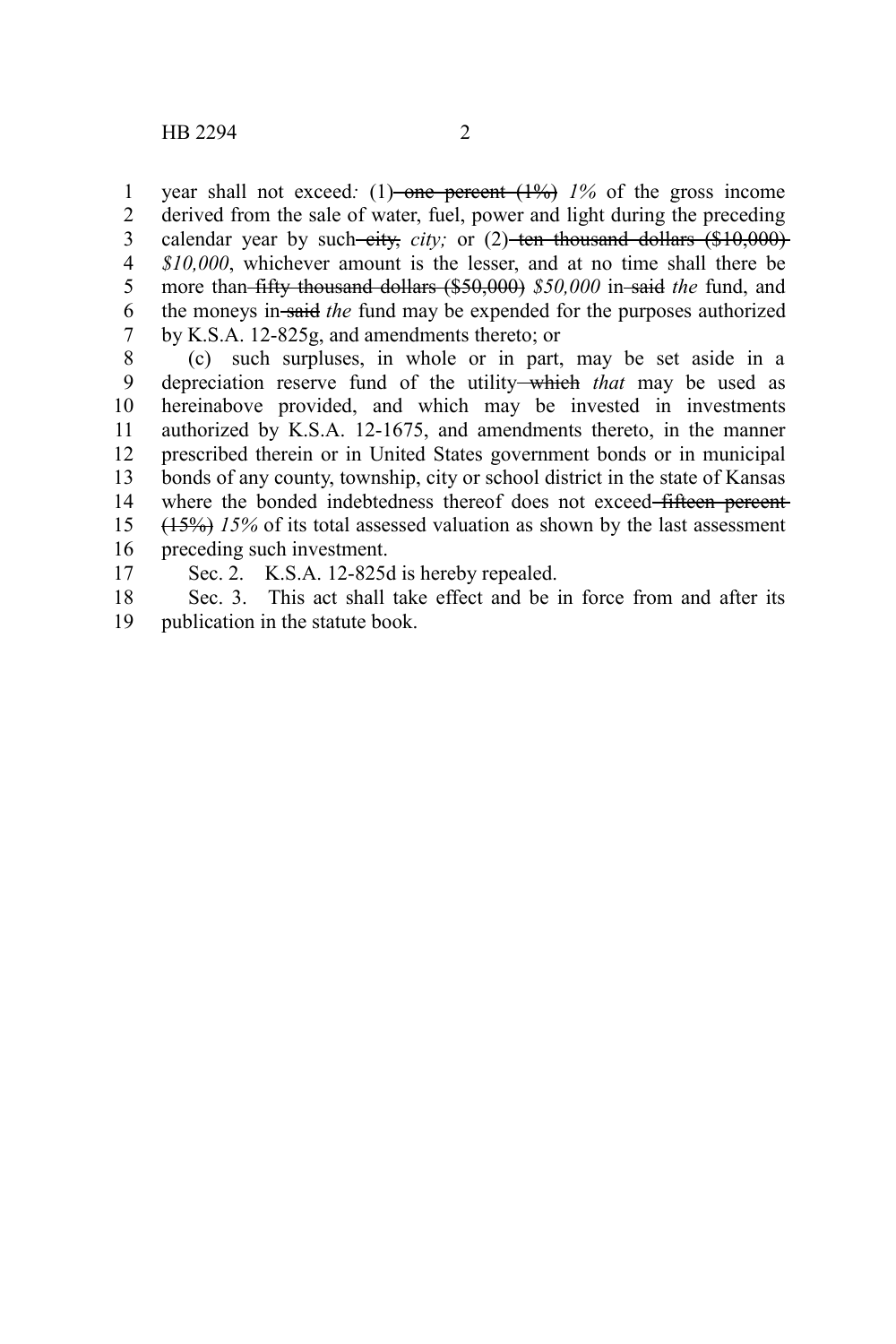year shall not exceed*:* (1) ~~one percent (1%)~~ *1%* of the gross income derived from the sale of water, fuel, power and light during the preceding calendar year by such ~~city,~~ *city;* or (2) ~~ten thousand dollars ($10,000)~~ *$10,000*, whichever amount is the lesser, and at no time shall there be more than ~~fifty thousand dollars ($50,000)~~ *$50,000* in ~~said~~ *the* fund, and the moneys in ~~said~~ *the* fund may be expended for the purposes authorized by K.S.A. 12-825g, and amendments thereto; or

(c) such surpluses, in whole or in part, may be set aside in a depreciation reserve fund of the utility ~~which~~ *that* may be used as hereinabove provided, and which may be invested in investments authorized by K.S.A. 12-1675, and amendments thereto, in the manner prescribed therein or in United States government bonds or in municipal bonds of any county, township, city or school district in the state of Kansas where the bonded indebtedness thereof does not exceed ~~fifteen percent (15%)~~ *15%* of its total assessed valuation as shown by the last assessment preceding such investment.

Sec. 2. K.S.A. 12-825d is hereby repealed.

Sec. 3. This act shall take effect and be in force from and after its publication in the statute book.